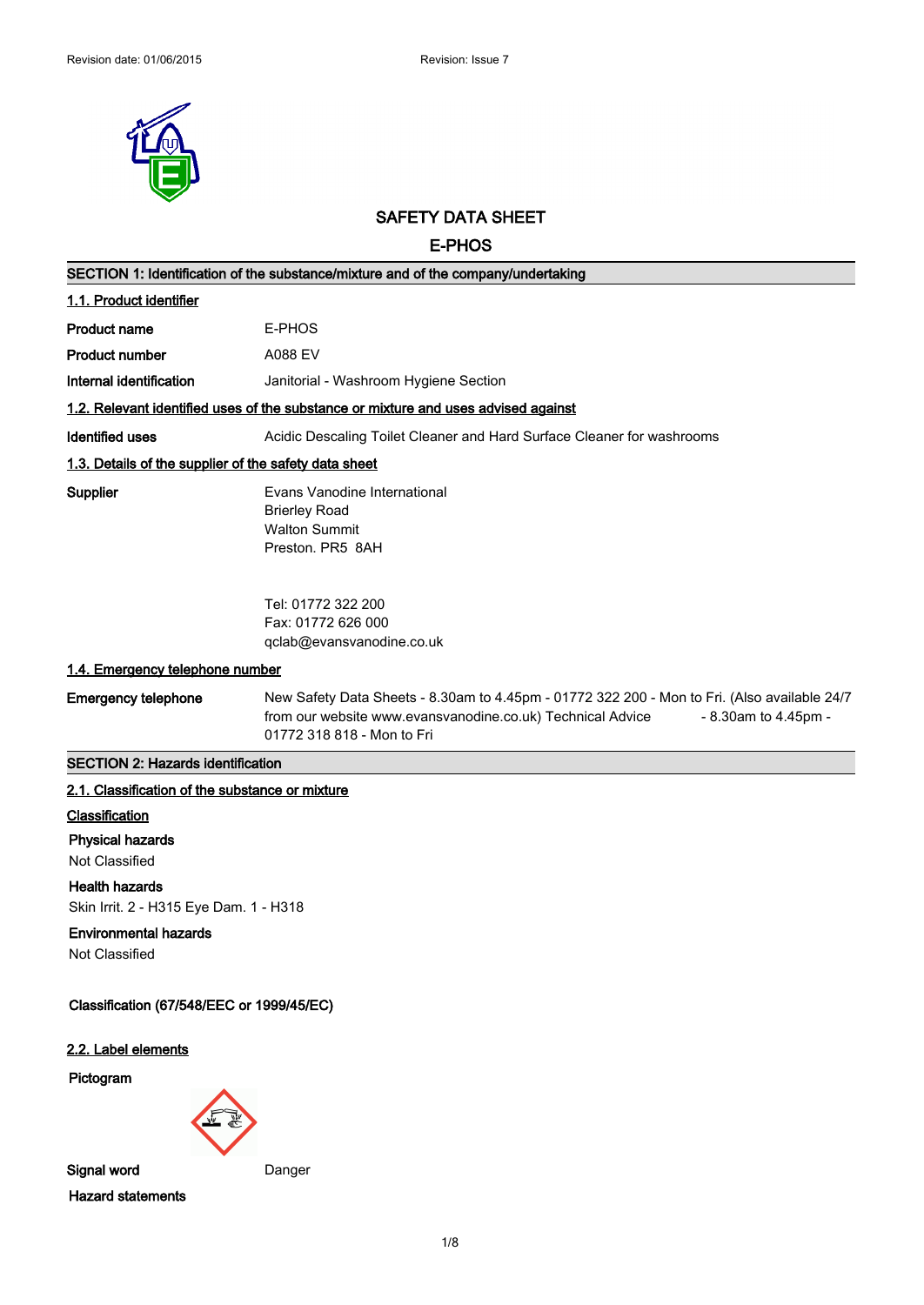Revision date: 01/06/2015 Revision: Issue 7

# SAFETY DATA SHEET

# E-PHOS

## SECTION 1: Identification of the substance/mixture and of the company/undertaking

### 1.1. Product identifier

**Product name** E-PHOS

**Product number** A088 EV

**Internal identification** Janitorial - Washroom Hygiene Section

### 1.2. Relevant identified uses of the substance or mixture and uses advised against

**Identified uses** Acidic Descaling Toilet Cleaner and Hard Surface Cleaner for washrooms

### 1.3. Details of the supplier of the safety data sheet

**Supplier**

Evans Vanodine International
Brierley Road
Walton Summit
Preston. PR5 8AH

Tel: 01772 322 200
Fax: 01772 626 000
qclab@evansvanodine.co.uk

### 1.4. Emergency telephone number

**Emergency telephone** New Safety Data Sheets - 8.30am to 4.45pm - 01772 322 200 - Mon to Fri. (Also available 24/7 from our website www.evansvanodine.co.uk) Technical Advice - 8.30am to 4.45pm - 01772 318 818 - Mon to Fri

## SECTION 2: Hazards identification

### 2.1. Classification of the substance or mixture

**Classification**

**Physical hazards**

Not Classified

**Health hazards**

Skin Irrit. 2 - H315 Eye Dam. 1 - H318

**Environmental hazards**

Not Classified

**Classification (67/548/EEC or 1999/45/EC)**

### 2.2. Label elements

**Pictogram**

**Signal word** Danger

**Hazard statements**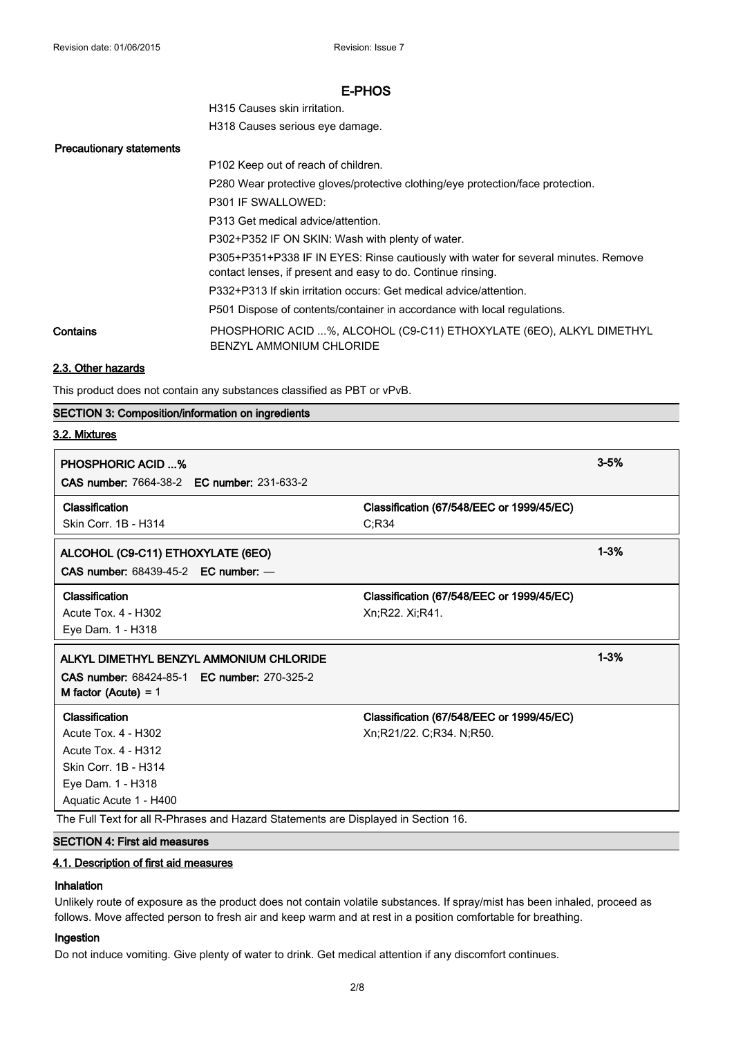H315 Causes skin irritation.

H318 Causes serious eye damage.

**Precautionary statements**

P102 Keep out of reach of children.

P280 Wear protective gloves/protective clothing/eye protection/face protection.

P301 IF SWALLOWED:

P313 Get medical advice/attention.

P302+P352 IF ON SKIN: Wash with plenty of water.

P305+P351+P338 IF IN EYES: Rinse cautiously with water for several minutes. Remove contact lenses, if present and easy to do. Continue rinsing.

P332+P313 If skin irritation occurs: Get medical advice/attention.

P501 Dispose of contents/container in accordance with local regulations.

**Contains** PHOSPHORIC ACID ...%, ALCOHOL (C9-C11) ETHOXYLATE (6EO), ALKYL DIMETHYL BENZYL AMMONIUM CHLORIDE

### 2.3. Other hazards

This product does not contain any substances classified as PBT or vPvB.

## SECTION 3: Composition/information on ingredients

### 3.2. Mixtures

| **PHOSPHORIC ACID ...%** | | **3-5%** |
|---|---|---|
| **CAS number:** 7664-38-2 **EC number:** 231-633-2 | | |
| **Classification** | **Classification (67/548/EEC or 1999/45/EC)** | |
| Skin Corr. 1B - H314 | C;R34 | |

| **ALCOHOL (C9-C11) ETHOXYLATE (6EO)** | | **1-3%** |
|---|---|---|
| **CAS number:** 68439-45-2 **EC number:** — | | |
| **Classification** | **Classification (67/548/EEC or 1999/45/EC)** | |
| Acute Tox. 4 - H302<br>Eye Dam. 1 - H318 | Xn;R22. Xi;R41. | |

| **ALKYL DIMETHYL BENZYL AMMONIUM CHLORIDE** | | **1-3%** |
|---|---|---|
| **CAS number:** 68424-85-1 **EC number:** 270-325-2<br>**M factor (Acute)** = 1 | | |
| **Classification** | **Classification (67/548/EEC or 1999/45/EC)** | |
| Acute Tox. 4 - H302<br>Acute Tox. 4 - H312<br>Skin Corr. 1B - H314<br>Eye Dam. 1 - H318<br>Aquatic Acute 1 - H400 | Xn;R21/22. C;R34. N;R50. | |

The Full Text for all R-Phrases and Hazard Statements are Displayed in Section 16.

## SECTION 4: First aid measures

### 4.1. Description of first aid measures

**Inhalation**

Unlikely route of exposure as the product does not contain volatile substances. If spray/mist has been inhaled, proceed as follows. Move affected person to fresh air and keep warm and at rest in a position comfortable for breathing.

**Ingestion**

Do not induce vomiting. Give plenty of water to drink. Get medical attention if any discomfort continues.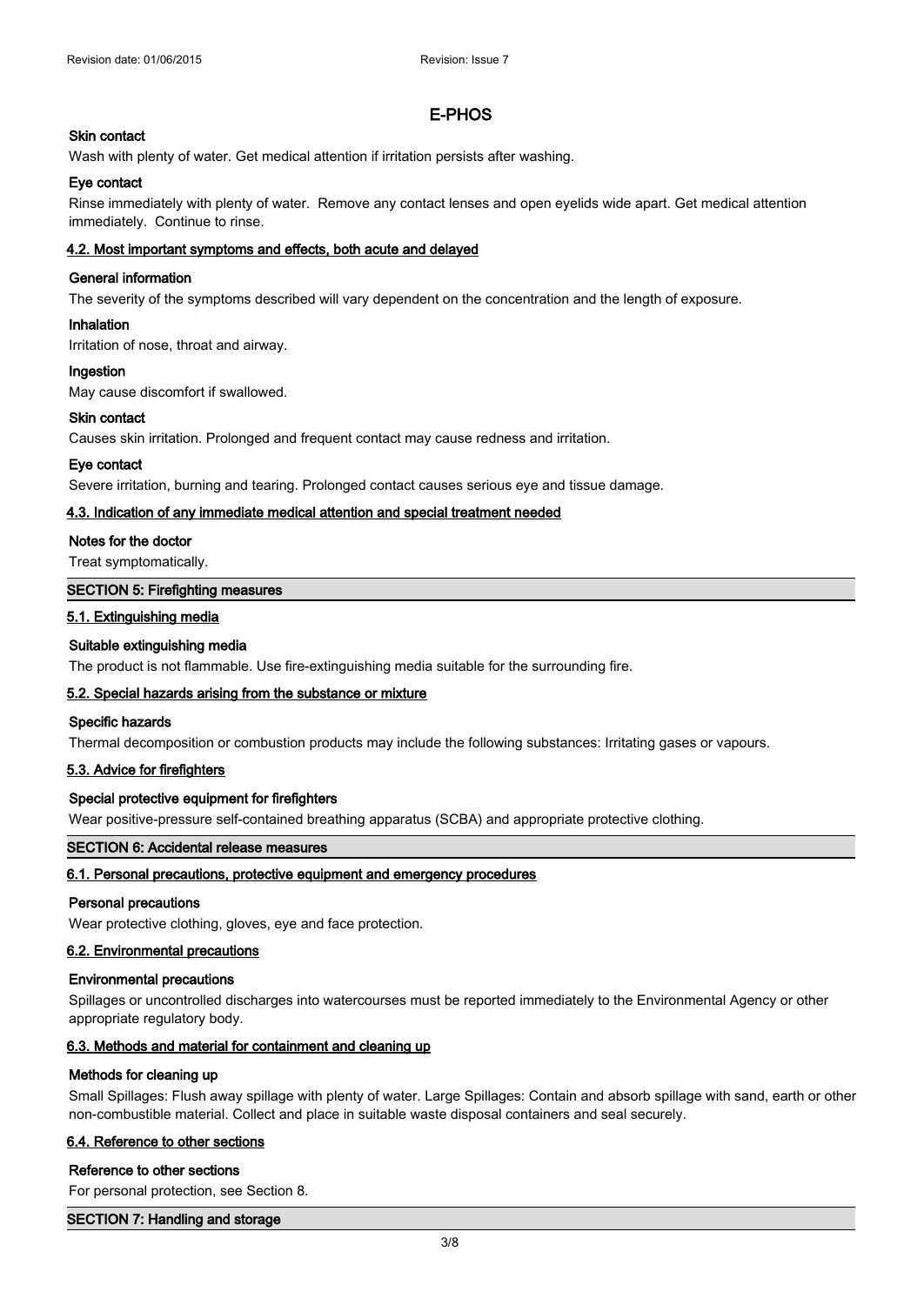#### Skin contact

Wash with plenty of water. Get medical attention if irritation persists after washing.

#### Eye contact

Rinse immediately with plenty of water. Remove any contact lenses and open eyelids wide apart. Get medical attention immediately. Continue to rinse.

### 4.2. Most important symptoms and effects, both acute and delayed

#### General information

The severity of the symptoms described will vary dependent on the concentration and the length of exposure.

#### Inhalation

Irritation of nose, throat and airway.

#### Ingestion

May cause discomfort if swallowed.

#### Skin contact

Causes skin irritation. Prolonged and frequent contact may cause redness and irritation.

#### Eye contact

Severe irritation, burning and tearing. Prolonged contact causes serious eye and tissue damage.

### 4.3. Indication of any immediate medical attention and special treatment needed

#### Notes for the doctor

Treat symptomatically.

## SECTION 5: Firefighting measures

### 5.1. Extinguishing media

#### Suitable extinguishing media

The product is not flammable. Use fire-extinguishing media suitable for the surrounding fire.

### 5.2. Special hazards arising from the substance or mixture

#### Specific hazards

Thermal decomposition or combustion products may include the following substances: Irritating gases or vapours.

### 5.3. Advice for firefighters

#### Special protective equipment for firefighters

Wear positive-pressure self-contained breathing apparatus (SCBA) and appropriate protective clothing.

## SECTION 6: Accidental release measures

### 6.1. Personal precautions, protective equipment and emergency procedures

#### Personal precautions

Wear protective clothing, gloves, eye and face protection.

### 6.2. Environmental precautions

#### Environmental precautions

Spillages or uncontrolled discharges into watercourses must be reported immediately to the Environmental Agency or other appropriate regulatory body.

### 6.3. Methods and material for containment and cleaning up

#### Methods for cleaning up

Small Spillages: Flush away spillage with plenty of water. Large Spillages: Contain and absorb spillage with sand, earth or other non-combustible material. Collect and place in suitable waste disposal containers and seal securely.

### 6.4. Reference to other sections

#### Reference to other sections

For personal protection, see Section 8.

## SECTION 7: Handling and storage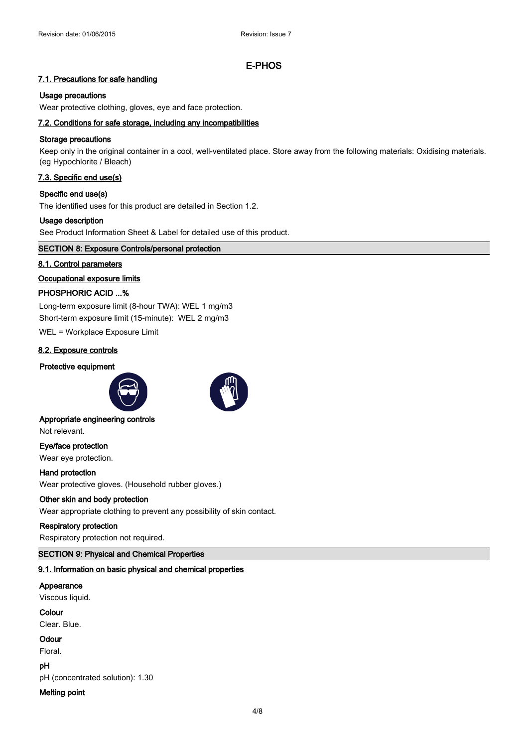## E-PHOS

### 7.1. Precautions for safe handling

**Usage precautions**

Wear protective clothing, gloves, eye and face protection.

### 7.2. Conditions for safe storage, including any incompatibilities

**Storage precautions**

Keep only in the original container in a cool, well-ventilated place. Store away from the following materials: Oxidising materials. (eg Hypochlorite / Bleach)

### 7.3. Specific end use(s)

**Specific end use(s)**

The identified uses for this product are detailed in Section 1.2.

**Usage description**

See Product Information Sheet & Label for detailed use of this product.

## SECTION 8: Exposure Controls/personal protection

### 8.1. Control parameters

**Occupational exposure limits**

**PHOSPHORIC ACID ...%**

Long-term exposure limit (8-hour TWA): WEL 1 mg/m3

Short-term exposure limit (15-minute): WEL 2 mg/m3

WEL = Workplace Exposure Limit

### 8.2. Exposure controls

**Protective equipment**

**Appropriate engineering controls**

Not relevant.

**Eye/face protection**

Wear eye protection.

**Hand protection**

Wear protective gloves. (Household rubber gloves.)

**Other skin and body protection**

Wear appropriate clothing to prevent any possibility of skin contact.

**Respiratory protection**

Respiratory protection not required.

## SECTION 9: Physical and Chemical Properties

### 9.1. Information on basic physical and chemical properties

**Appearance**

Viscous liquid.

**Colour**

Clear. Blue.

**Odour**

Floral.

**pH**

pH (concentrated solution): 1.30

**Melting point**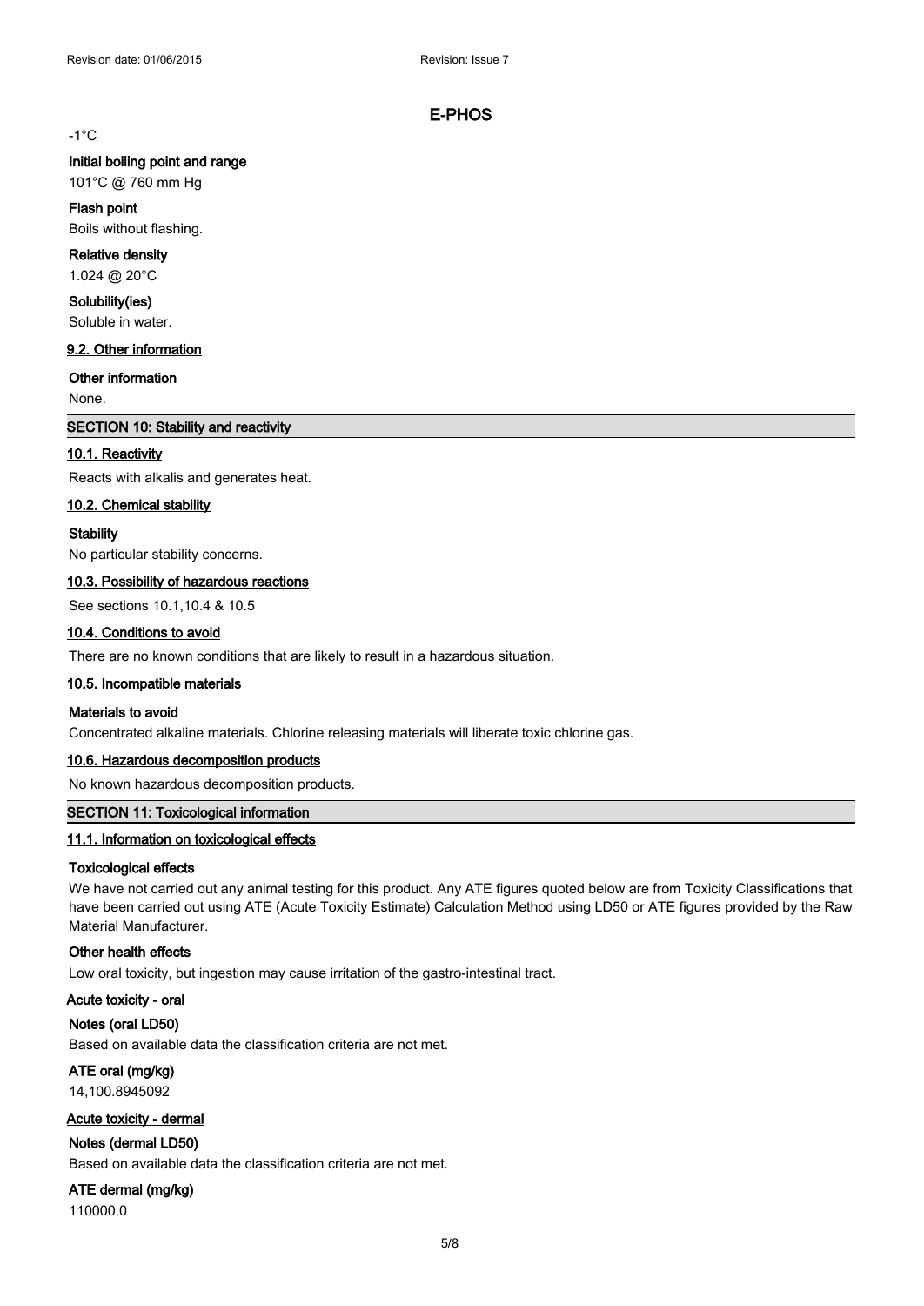-1°C

**Initial boiling point and range**

101°C @ 760 mm Hg

**Flash point**

Boils without flashing.

**Relative density**

1.024 @ 20°C

**Solubility(ies)**

Soluble in water.

### 9.2. Other information

**Other information**

None.

## SECTION 10: Stability and reactivity

### 10.1. Reactivity

Reacts with alkalis and generates heat.

### 10.2. Chemical stability

**Stability**

No particular stability concerns.

### 10.3. Possibility of hazardous reactions

See sections 10.1,10.4 & 10.5

### 10.4. Conditions to avoid

There are no known conditions that are likely to result in a hazardous situation.

### 10.5. Incompatible materials

**Materials to avoid**

Concentrated alkaline materials. Chlorine releasing materials will liberate toxic chlorine gas.

### 10.6. Hazardous decomposition products

No known hazardous decomposition products.

## SECTION 11: Toxicological information

### 11.1. Information on toxicological effects

**Toxicological effects**

We have not carried out any animal testing for this product. Any ATE figures quoted below are from Toxicity Classifications that have been carried out using ATE (Acute Toxicity Estimate) Calculation Method using LD50 or ATE figures provided by the Raw Material Manufacturer.

**Other health effects**

Low oral toxicity, but ingestion may cause irritation of the gastro-intestinal tract.

**Acute toxicity - oral**

**Notes (oral LD50)**

Based on available data the classification criteria are not met.

**ATE oral (mg/kg)**

14,100.8945092

**Acute toxicity - dermal**

**Notes (dermal LD50)**

Based on available data the classification criteria are not met.

**ATE dermal (mg/kg)**

110000.0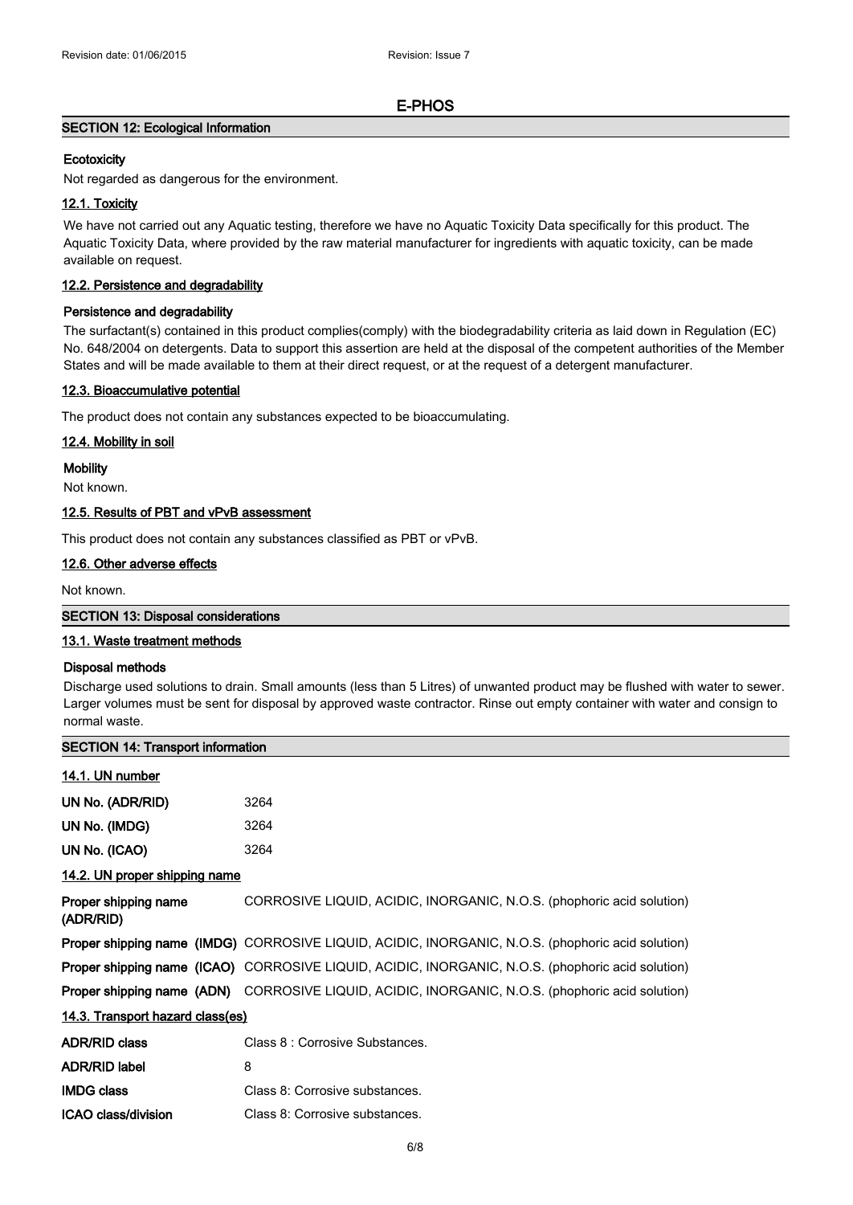# E-PHOS

## SECTION 12: Ecological Information

**Ecotoxicity**

Not regarded as dangerous for the environment.

### 12.1. Toxicity

We have not carried out any Aquatic testing, therefore we have no Aquatic Toxicity Data specifically for this product. The Aquatic Toxicity Data, where provided by the raw material manufacturer for ingredients with aquatic toxicity, can be made available on request.

### 12.2. Persistence and degradability

**Persistence and degradability**

The surfactant(s) contained in this product complies(comply) with the biodegradability criteria as laid down in Regulation (EC) No. 648/2004 on detergents. Data to support this assertion are held at the disposal of the competent authorities of the Member States and will be made available to them at their direct request, or at the request of a detergent manufacturer.

### 12.3. Bioaccumulative potential

The product does not contain any substances expected to be bioaccumulating.

### 12.4. Mobility in soil

**Mobility**

Not known.

### 12.5. Results of PBT and vPvB assessment

This product does not contain any substances classified as PBT or vPvB.

### 12.6. Other adverse effects

Not known.

## SECTION 13: Disposal considerations

### 13.1. Waste treatment methods

**Disposal methods**

Discharge used solutions to drain. Small amounts (less than 5 Litres) of unwanted product may be flushed with water to sewer. Larger volumes must be sent for disposal by approved waste contractor. Rinse out empty container with water and consign to normal waste.

## SECTION 14: Transport information

### 14.1. UN number

**UN No. (ADR/RID)** 3264

**UN No. (IMDG)** 3264

**UN No. (ICAO)** 3264

### 14.2. UN proper shipping name

**Proper shipping name (ADR/RID)** CORROSIVE LIQUID, ACIDIC, INORGANIC, N.O.S. (phophoric acid solution)

**Proper shipping name (IMDG)** CORROSIVE LIQUID, ACIDIC, INORGANIC, N.O.S. (phophoric acid solution)

**Proper shipping name (ICAO)** CORROSIVE LIQUID, ACIDIC, INORGANIC, N.O.S. (phophoric acid solution)

**Proper shipping name (ADN)** CORROSIVE LIQUID, ACIDIC, INORGANIC, N.O.S. (phophoric acid solution)

### 14.3. Transport hazard class(es)

**ADR/RID class** Class 8 : Corrosive Substances.

**ADR/RID label** 8

**IMDG class** Class 8: Corrosive substances.

**ICAO class/division** Class 8: Corrosive substances.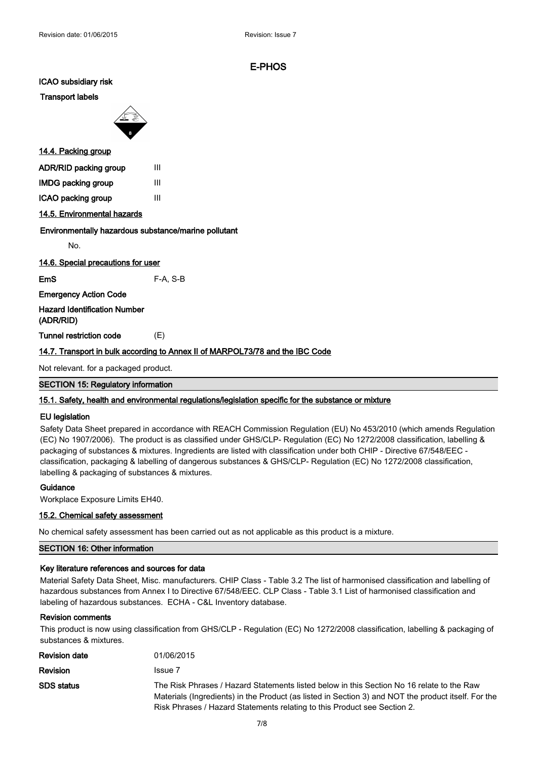# E-PHOS

**ICAO subsidiary risk**

**Transport labels**

### 14.4. Packing group

| | |
|---|---|
| **ADR/RID packing group** | III |
| **IMDG packing group** | III |
| **ICAO packing group** | III |

### 14.5. Environmental hazards

**Environmentally hazardous substance/marine pollutant**

No.

### 14.6. Special precautions for user

| | |
|---|---|
| **EmS** | F-A, S-B |
| **Emergency Action Code** | |
| **Hazard Identification Number (ADR/RID)** | |
| **Tunnel restriction code** | (E) |

### 14.7. Transport in bulk according to Annex II of MARPOL73/78 and the IBC Code

Not relevant. for a packaged product.

## SECTION 15: Regulatory information

### 15.1. Safety, health and environmental regulations/legislation specific for the substance or mixture

**EU legislation**

Safety Data Sheet prepared in accordance with REACH Commission Regulation (EU) No 453/2010 (which amends Regulation (EC) No 1907/2006). The product is as classified under GHS/CLP- Regulation (EC) No 1272/2008 classification, labelling & packaging of substances & mixtures. Ingredients are listed with classification under both CHIP - Directive 67/548/EEC - classification, packaging & labelling of dangerous substances & GHS/CLP- Regulation (EC) No 1272/2008 classification, labelling & packaging of substances & mixtures.

**Guidance**

Workplace Exposure Limits EH40.

### 15.2. Chemical safety assessment

No chemical safety assessment has been carried out as not applicable as this product is a mixture.

## SECTION 16: Other information

**Key literature references and sources for data**

Material Safety Data Sheet, Misc. manufacturers. CHIP Class - Table 3.2 The list of harmonised classification and labelling of hazardous substances from Annex I to Directive 67/548/EEC. CLP Class - Table 3.1 List of harmonised classification and labeling of hazardous substances. ECHA - C&L Inventory database.

**Revision comments**

This product is now using classification from GHS/CLP - Regulation (EC) No 1272/2008 classification, labelling & packaging of substances & mixtures.

| | |
|---|---|
| **Revision date** | 01/06/2015 |
| **Revision** | Issue 7 |
| **SDS status** | The Risk Phrases / Hazard Statements listed below in this Section No 16 relate to the Raw Materials (Ingredients) in the Product (as listed in Section 3) and NOT the product itself. For the Risk Phrases / Hazard Statements relating to this Product see Section 2. |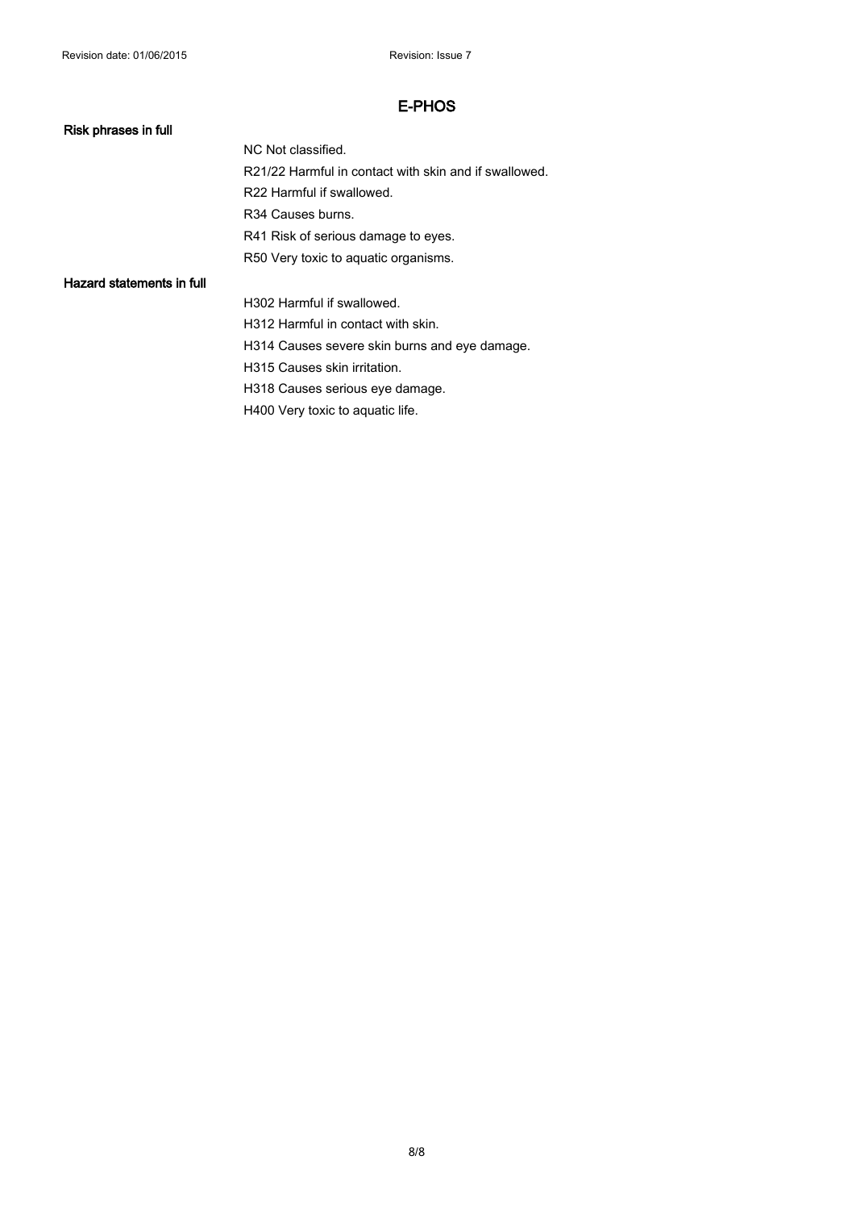# E-PHOS

**Risk phrases in full**

NC Not classified.

R21/22 Harmful in contact with skin and if swallowed.

R22 Harmful if swallowed.

R34 Causes burns.

R41 Risk of serious damage to eyes.

R50 Very toxic to aquatic organisms.

**Hazard statements in full**

H302 Harmful if swallowed.

H312 Harmful in contact with skin.

H314 Causes severe skin burns and eye damage.

H315 Causes skin irritation.

H318 Causes serious eye damage.

H400 Very toxic to aquatic life.